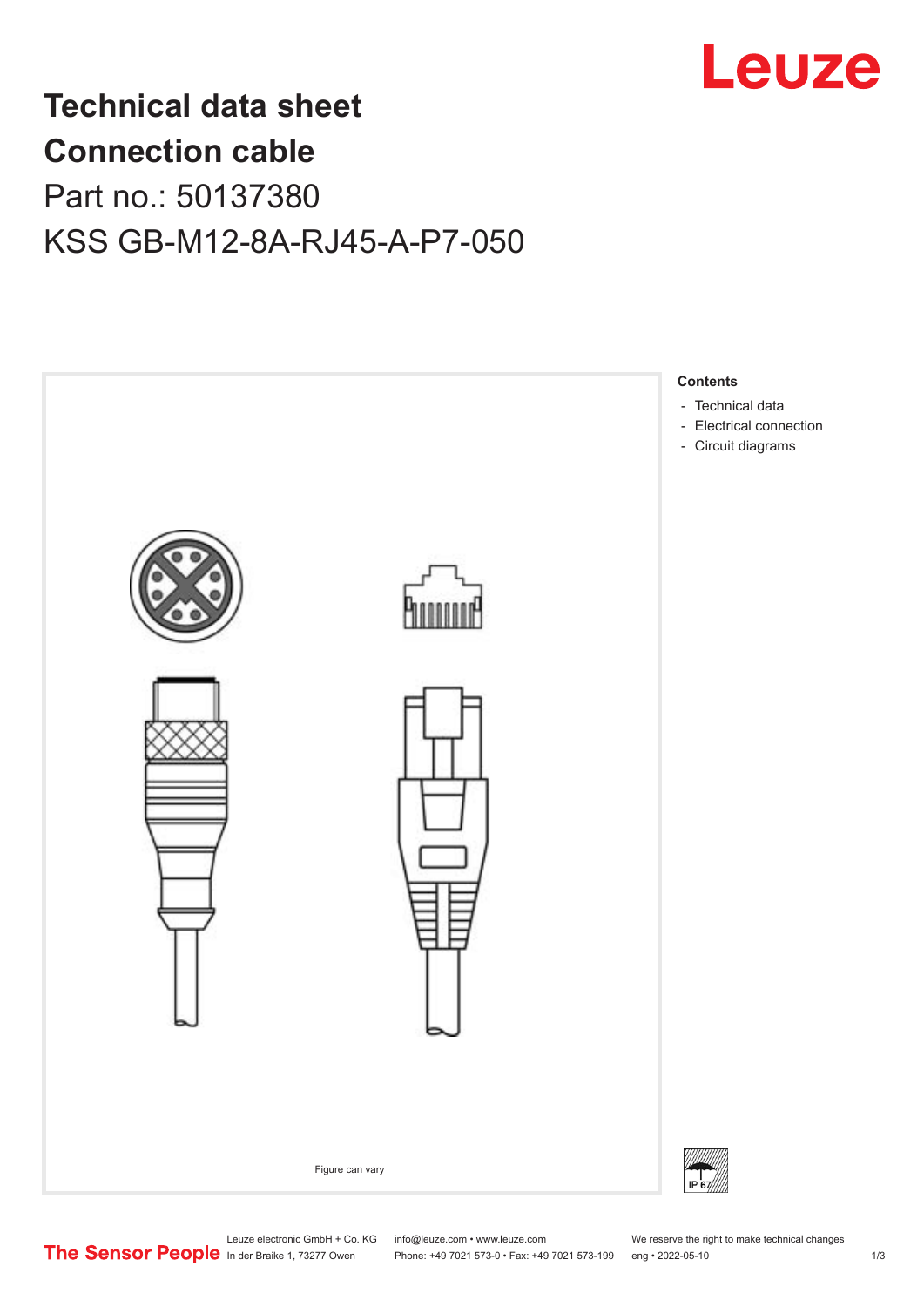# Technical data sheet
# Connection cable

## Part no.: 50137380

## KSS GB-M12-8A-RJ45-A-P7-050

**Contents**

- Technical data
- Electrical connection
- Circuit diagrams

Figure can vary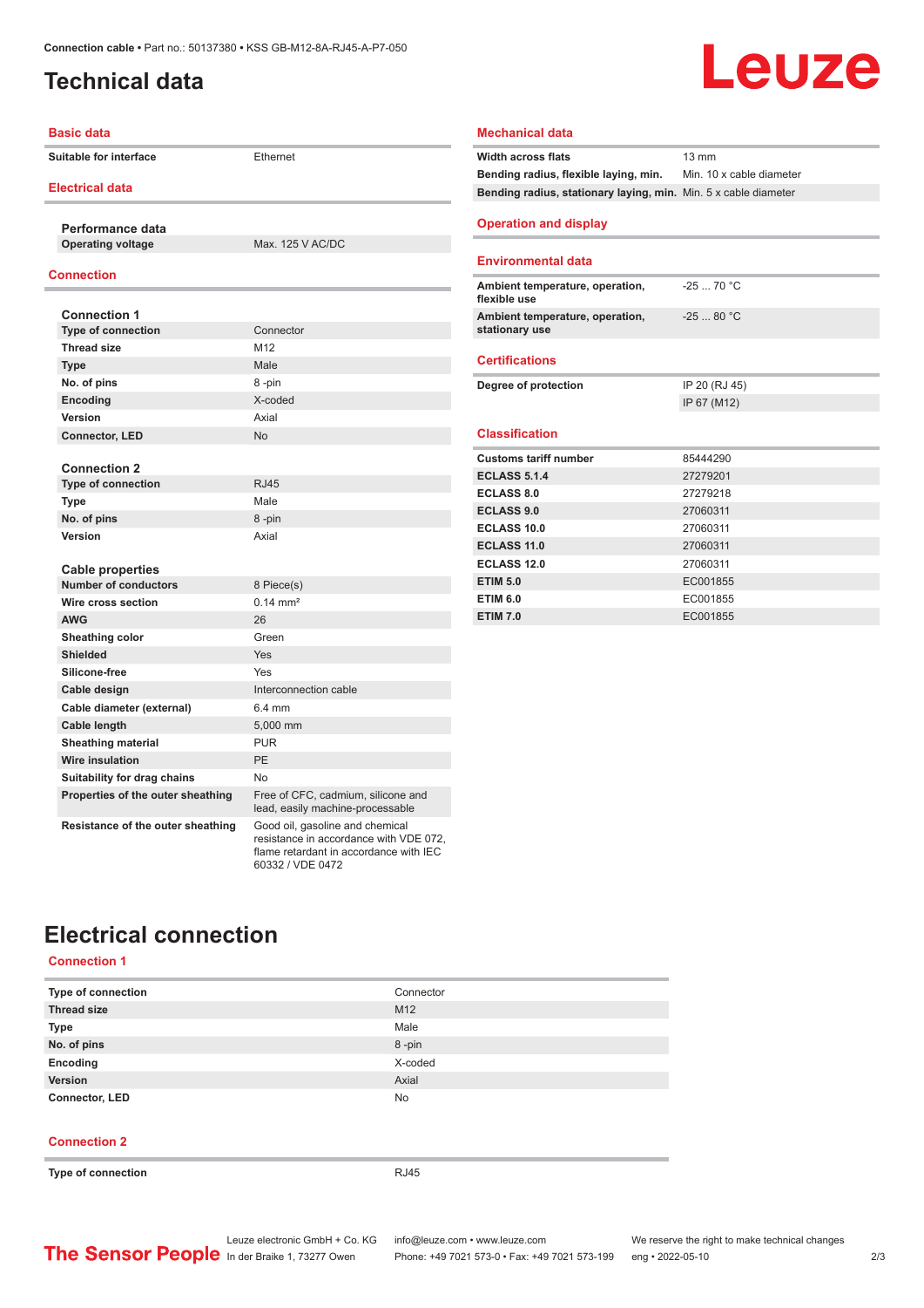# Technical data

## Basic data

| | |
|---|---|
| Suitable for interface | Ethernet |

## Electrical data

**Performance data**

| | |
|---|---|
| Operating voltage | Max. 125 V AC/DC |

## Connection

**Connection 1**

| | |
|---|---|
| Type of connection | Connector |
| Thread size | M12 |
| Type | Male |
| No. of pins | 8 -pin |
| Encoding | X-coded |
| Version | Axial |
| Connector, LED | No |

**Connection 2**

| | |
|---|---|
| Type of connection | RJ45 |
| Type | Male |
| No. of pins | 8 -pin |
| Version | Axial |

**Cable properties**

| | |
|---|---|
| Number of conductors | 8 Piece(s) |
| Wire cross section | 0.14 mm² |
| AWG | 26 |
| Sheathing color | Green |
| Shielded | Yes |
| Silicone-free | Yes |
| Cable design | Interconnection cable |
| Cable diameter (external) | 6.4 mm |
| Cable length | 5,000 mm |
| Sheathing material | PUR |
| Wire insulation | PE |
| Suitability for drag chains | No |
| Properties of the outer sheathing | Free of CFC, cadmium, silicone and lead, easily machine-processable |
| Resistance of the outer sheathing | Good oil, gasoline and chemical resistance in accordance with VDE 072, flame retardant in accordance with IEC 60332 / VDE 0472 |

## Mechanical data

| | |
|---|---|
| Width across flats | 13 mm |
| Bending radius, flexible laying, min. | Min. 10 x cable diameter |
| Bending radius, stationary laying, min. | Min. 5 x cable diameter |

## Operation and display

## Environmental data

| | |
|---|---|
| Ambient temperature, operation, flexible use | -25 ... 70 °C |
| Ambient temperature, operation, stationary use | -25 ... 80 °C |

## Certifications

| | |
|---|---|
| Degree of protection | IP 20 (RJ 45) |
| | IP 67 (M12) |

## Classification

| | |
|---|---|
| Customs tariff number | 85444290 |
| ECLASS 5.1.4 | 27279201 |
| ECLASS 8.0 | 27279218 |
| ECLASS 9.0 | 27060311 |
| ECLASS 10.0 | 27060311 |
| ECLASS 11.0 | 27060311 |
| ECLASS 12.0 | 27060311 |
| ETIM 5.0 | EC001855 |
| ETIM 6.0 | EC001855 |
| ETIM 7.0 | EC001855 |

# Electrical connection

## Connection 1

| | |
|---|---|
| Type of connection | Connector |
| Thread size | M12 |
| Type | Male |
| No. of pins | 8 -pin |
| Encoding | X-coded |
| Version | Axial |
| Connector, LED | No |

## Connection 2

| | |
|---|---|
| Type of connection | RJ45 |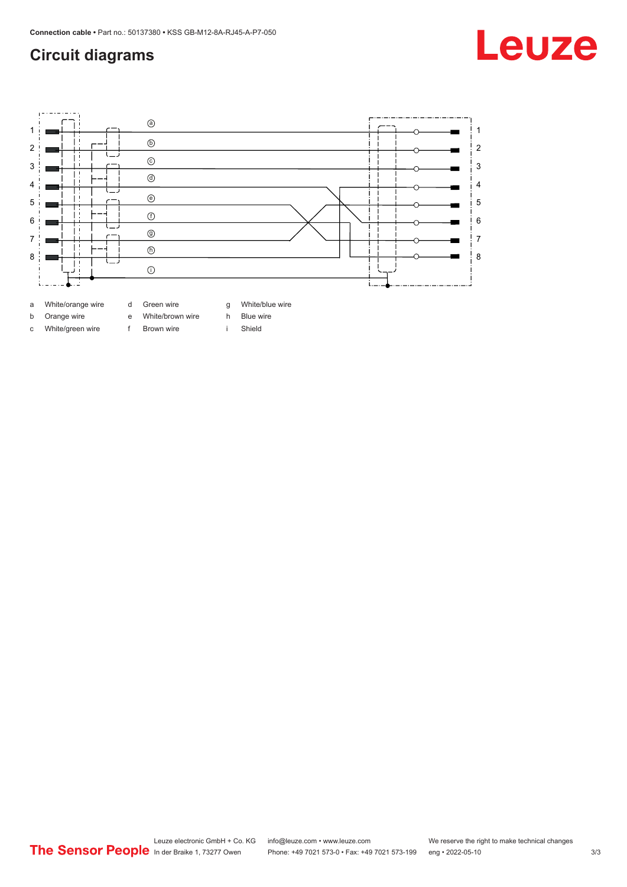## Circuit diagrams

1
2
3
4
5
6
7
8

ⓐ
ⓑ
ⓒ
ⓓ
ⓔ
ⓕ
ⓖ
ⓗ
ⓘ

1
2
3
4
5
6
7
8

| | | | | | |
|---|---|---|---|---|---|
| a | White/orange wire | d | Green wire | g | White/blue wire |
| b | Orange wire | e | White/brown wire | h | Blue wire |
| c | White/green wire | f | Brown wire | i | Shield |